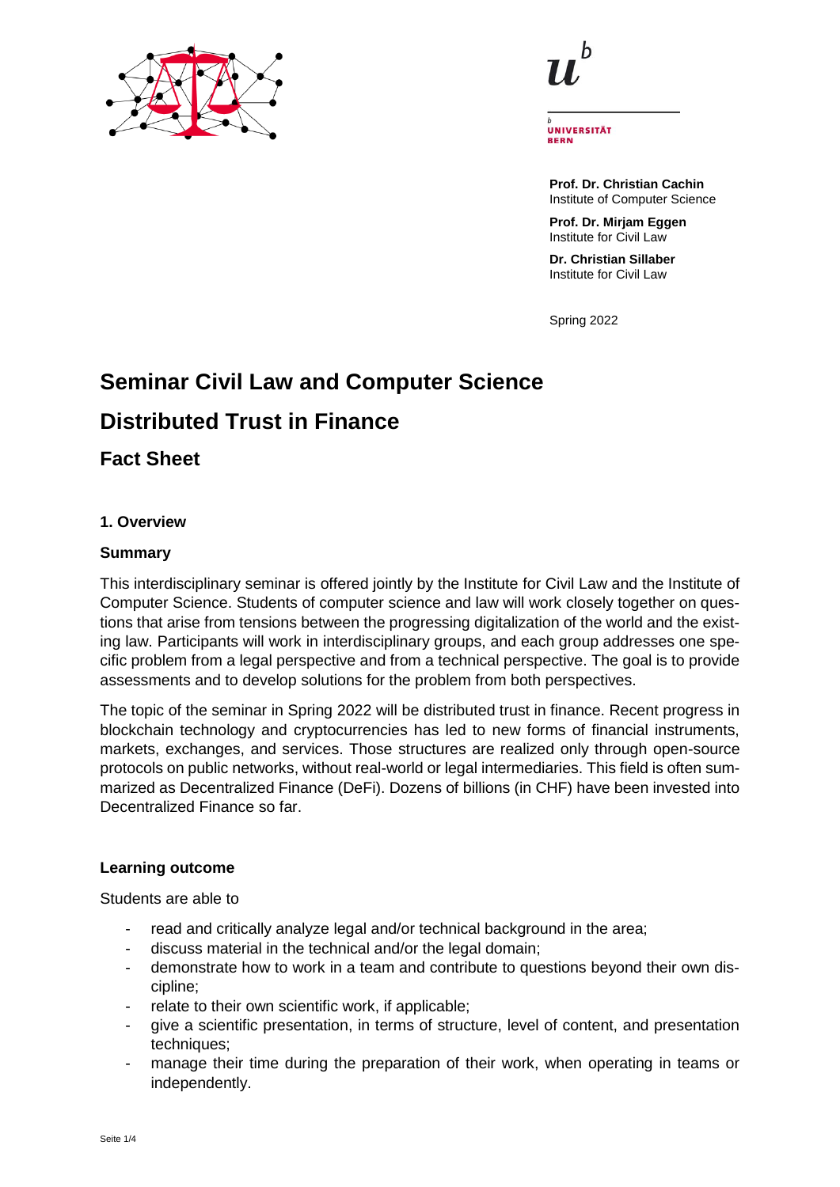**Prof. Dr. Christian Cachin**
Institute of Computer Science

**Prof. Dr. Mirjam Eggen**
Institute for Civil Law

**Dr. Christian Sillaber**
Institute for Civil Law

Spring 2022

# Seminar Civil Law and Computer Science

# Distributed Trust in Finance

## Fact Sheet

### 1. Overview

### Summary

This interdisciplinary seminar is offered jointly by the Institute for Civil Law and the Institute of Computer Science. Students of computer science and law will work closely together on questions that arise from tensions between the progressing digitalization of the world and the existing law. Participants will work in interdisciplinary groups, and each group addresses one specific problem from a legal perspective and from a technical perspective. The goal is to provide assessments and to develop solutions for the problem from both perspectives.

The topic of the seminar in Spring 2022 will be distributed trust in finance. Recent progress in blockchain technology and cryptocurrencies has led to new forms of financial instruments, markets, exchanges, and services. Those structures are realized only through open-source protocols on public networks, without real-world or legal intermediaries. This field is often summarized as Decentralized Finance (DeFi). Dozens of billions (in CHF) have been invested into Decentralized Finance so far.

### Learning outcome

Students are able to

- read and critically analyze legal and/or technical background in the area;
- discuss material in the technical and/or the legal domain;
- demonstrate how to work in a team and contribute to questions beyond their own discipline;
- relate to their own scientific work, if applicable;
- give a scientific presentation, in terms of structure, level of content, and presentation techniques;
- manage their time during the preparation of their work, when operating in teams or independently.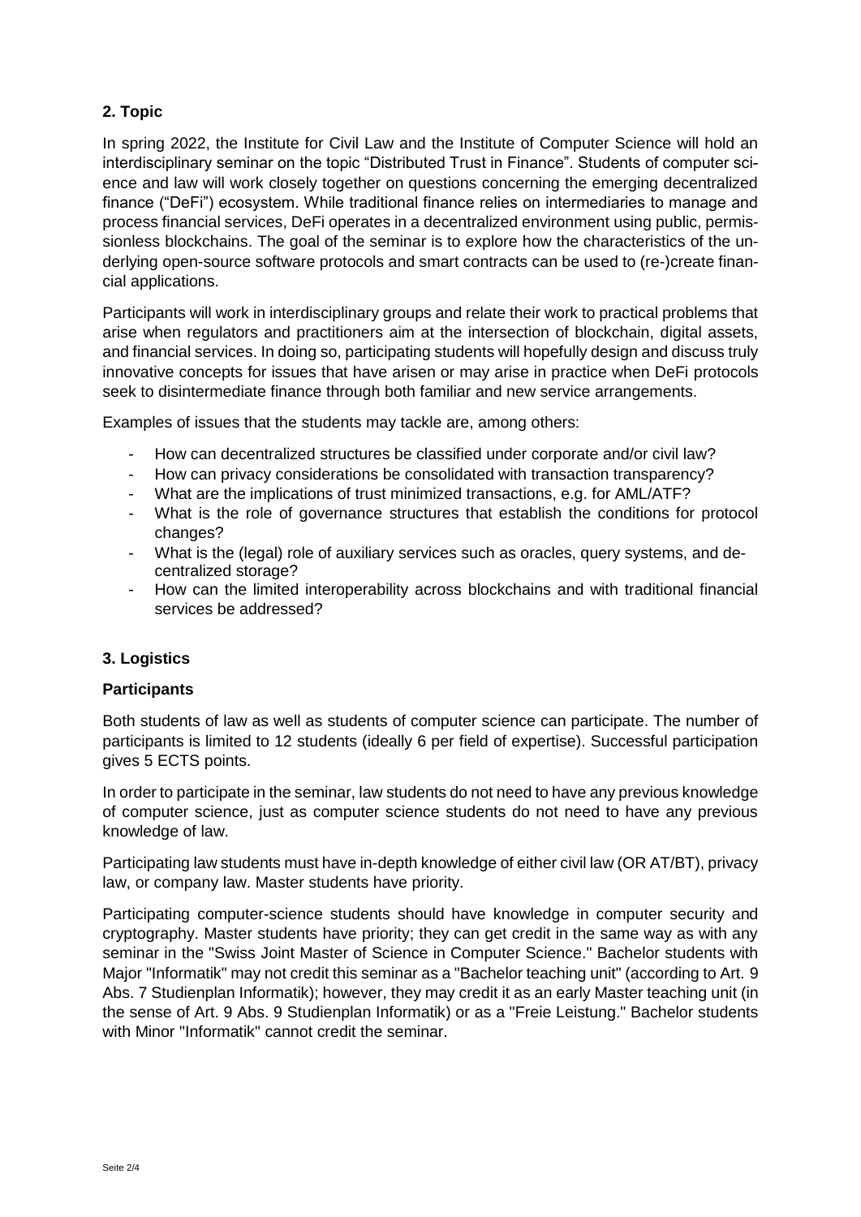## 2. Topic

In spring 2022, the Institute for Civil Law and the Institute of Computer Science will hold an interdisciplinary seminar on the topic "Distributed Trust in Finance". Students of computer science and law will work closely together on questions concerning the emerging decentralized finance ("DeFi") ecosystem. While traditional finance relies on intermediaries to manage and process financial services, DeFi operates in a decentralized environment using public, permissionless blockchains. The goal of the seminar is to explore how the characteristics of the underlying open-source software protocols and smart contracts can be used to (re-)create financial applications.

Participants will work in interdisciplinary groups and relate their work to practical problems that arise when regulators and practitioners aim at the intersection of blockchain, digital assets, and financial services. In doing so, participating students will hopefully design and discuss truly innovative concepts for issues that have arisen or may arise in practice when DeFi protocols seek to disintermediate finance through both familiar and new service arrangements.

Examples of issues that the students may tackle are, among others:

- How can decentralized structures be classified under corporate and/or civil law?
- How can privacy considerations be consolidated with transaction transparency?
- What are the implications of trust minimized transactions, e.g. for AML/ATF?
- What is the role of governance structures that establish the conditions for protocol changes?
- What is the (legal) role of auxiliary services such as oracles, query systems, and decentralized storage?
- How can the limited interoperability across blockchains and with traditional financial services be addressed?

## 3. Logistics

### Participants

Both students of law as well as students of computer science can participate. The number of participants is limited to 12 students (ideally 6 per field of expertise). Successful participation gives 5 ECTS points.

In order to participate in the seminar, law students do not need to have any previous knowledge of computer science, just as computer science students do not need to have any previous knowledge of law.

Participating law students must have in-depth knowledge of either civil law (OR AT/BT), privacy law, or company law. Master students have priority.

Participating computer-science students should have knowledge in computer security and cryptography. Master students have priority; they can get credit in the same way as with any seminar in the "Swiss Joint Master of Science in Computer Science." Bachelor students with Major "Informatik" may not credit this seminar as a "Bachelor teaching unit" (according to Art. 9 Abs. 7 Studienplan Informatik); however, they may credit it as an early Master teaching unit (in the sense of Art. 9 Abs. 9 Studienplan Informatik) or as a "Freie Leistung." Bachelor students with Minor "Informatik" cannot credit the seminar.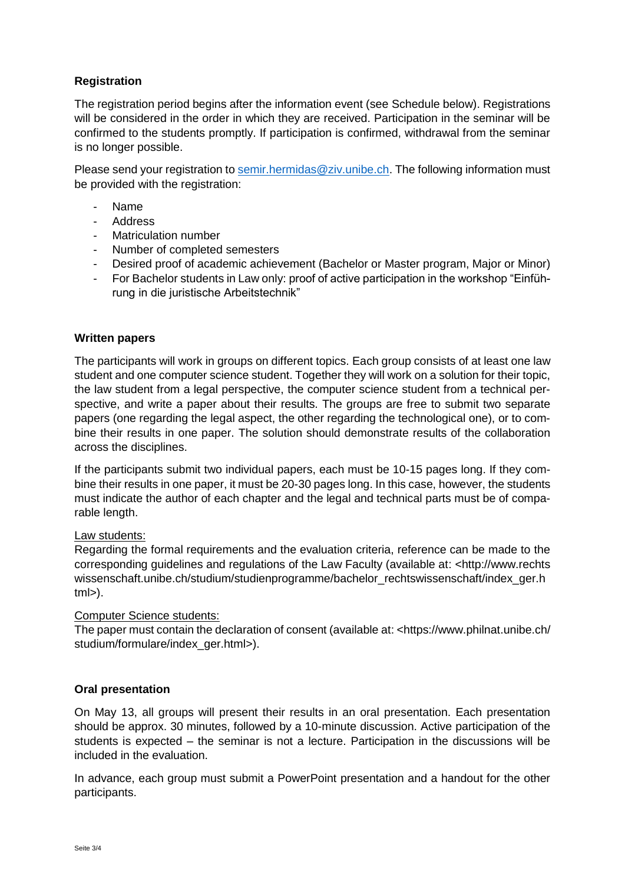### Registration

The registration period begins after the information event (see Schedule below). Registrations will be considered in the order in which they are received. Participation in the seminar will be confirmed to the students promptly. If participation is confirmed, withdrawal from the seminar is no longer possible.

Please send your registration to semir.hermidas@ziv.unibe.ch. The following information must be provided with the registration:

- Name
- Address
- Matriculation number
- Number of completed semesters
- Desired proof of academic achievement (Bachelor or Master program, Major or Minor)
- For Bachelor students in Law only: proof of active participation in the workshop "Einführung in die juristische Arbeitstechnik"

### Written papers

The participants will work in groups on different topics. Each group consists of at least one law student and one computer science student. Together they will work on a solution for their topic, the law student from a legal perspective, the computer science student from a technical perspective, and write a paper about their results. The groups are free to submit two separate papers (one regarding the legal aspect, the other regarding the technological one), or to combine their results in one paper. The solution should demonstrate results of the collaboration across the disciplines.

If the participants submit two individual papers, each must be 10-15 pages long. If they combine their results in one paper, it must be 20-30 pages long. In this case, however, the students must indicate the author of each chapter and the legal and technical parts must be of comparable length.

Law students:
Regarding the formal requirements and the evaluation criteria, reference can be made to the corresponding guidelines and regulations of the Law Faculty (available at: <http://www.rechtswissenschaft.unibe.ch/studium/studienprogramme/bachelor_rechtswissenschaft/index_ger.html>).

Computer Science students:
The paper must contain the declaration of consent (available at: <https://www.philnat.unibe.ch/studium/formulare/index_ger.html>).

### Oral presentation

On May 13, all groups will present their results in an oral presentation. Each presentation should be approx. 30 minutes, followed by a 10-minute discussion. Active participation of the students is expected – the seminar is not a lecture. Participation in the discussions will be included in the evaluation.

In advance, each group must submit a PowerPoint presentation and a handout for the other participants.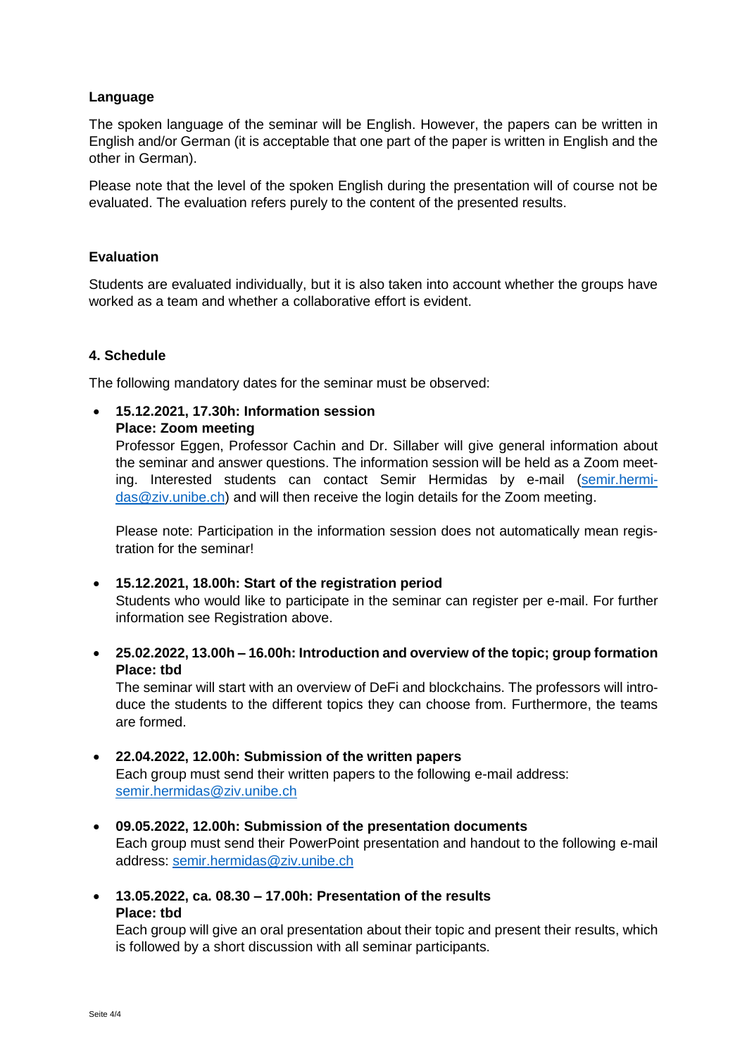### Language

The spoken language of the seminar will be English. However, the papers can be written in English and/or German (it is acceptable that one part of the paper is written in English and the other in German).

Please note that the level of the spoken English during the presentation will of course not be evaluated. The evaluation refers purely to the content of the presented results.

### Evaluation

Students are evaluated individually, but it is also taken into account whether the groups have worked as a team and whether a collaborative effort is evident.

## 4. Schedule

The following mandatory dates for the seminar must be observed:

- **15.12.2021, 17.30h: Information session**
  **Place: Zoom meeting**
  Professor Eggen, Professor Cachin and Dr. Sillaber will give general information about the seminar and answer questions. The information session will be held as a Zoom meeting. Interested students can contact Semir Hermidas by e-mail (semir.hermidas@ziv.unibe.ch) and will then receive the login details for the Zoom meeting.

  Please note: Participation in the information session does not automatically mean registration for the seminar!

- **15.12.2021, 18.00h: Start of the registration period**
  Students who would like to participate in the seminar can register per e-mail. For further information see Registration above.

- **25.02.2022, 13.00h – 16.00h: Introduction and overview of the topic; group formation**
  **Place: tbd**
  The seminar will start with an overview of DeFi and blockchains. The professors will introduce the students to the different topics they can choose from. Furthermore, the teams are formed.

- **22.04.2022, 12.00h: Submission of the written papers**
  Each group must send their written papers to the following e-mail address: semir.hermidas@ziv.unibe.ch

- **09.05.2022, 12.00h: Submission of the presentation documents**
  Each group must send their PowerPoint presentation and handout to the following e-mail address: semir.hermidas@ziv.unibe.ch

- **13.05.2022, ca. 08.30 – 17.00h: Presentation of the results**
  **Place: tbd**
  Each group will give an oral presentation about their topic and present their results, which is followed by a short discussion with all seminar participants.